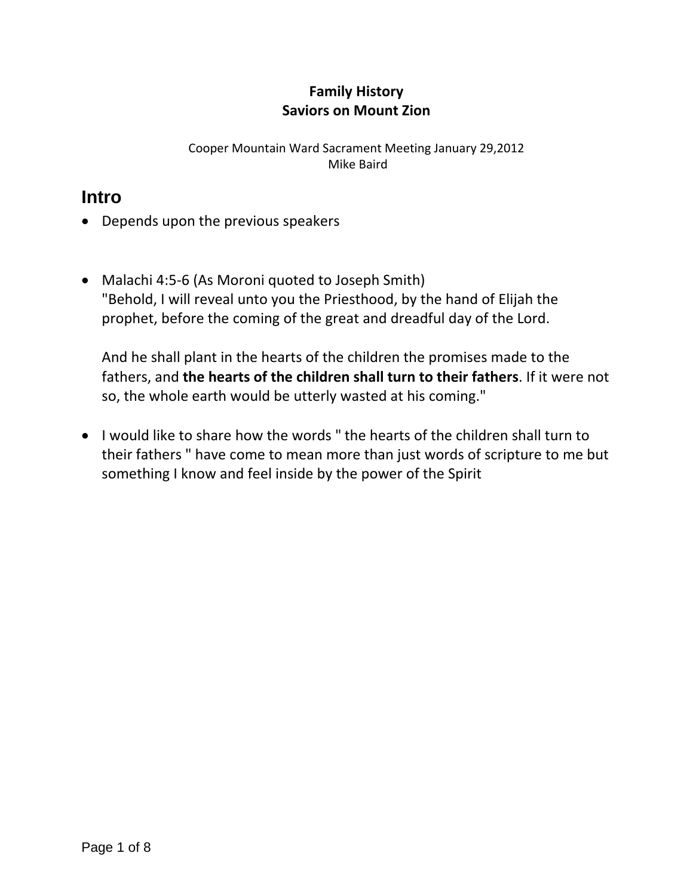**Family History**
**Saviors on Mount Zion**

Cooper Mountain Ward Sacrament Meeting January 29,2012
Mike Baird

## Intro

- Depends upon the previous speakers

- Malachi 4:5-6 (As Moroni quoted to Joseph Smith)
  "Behold, I will reveal unto you the Priesthood, by the hand of Elijah the prophet, before the coming of the great and dreadful day of the Lord.

  And he shall plant in the hearts of the children the promises made to the fathers, and **the hearts of the children shall turn to their fathers**. If it were not so, the whole earth would be utterly wasted at his coming."

- I would like to share how the words " the hearts of the children shall turn to their fathers " have come to mean more than just words of scripture to me but something I know and feel inside by the power of the Spirit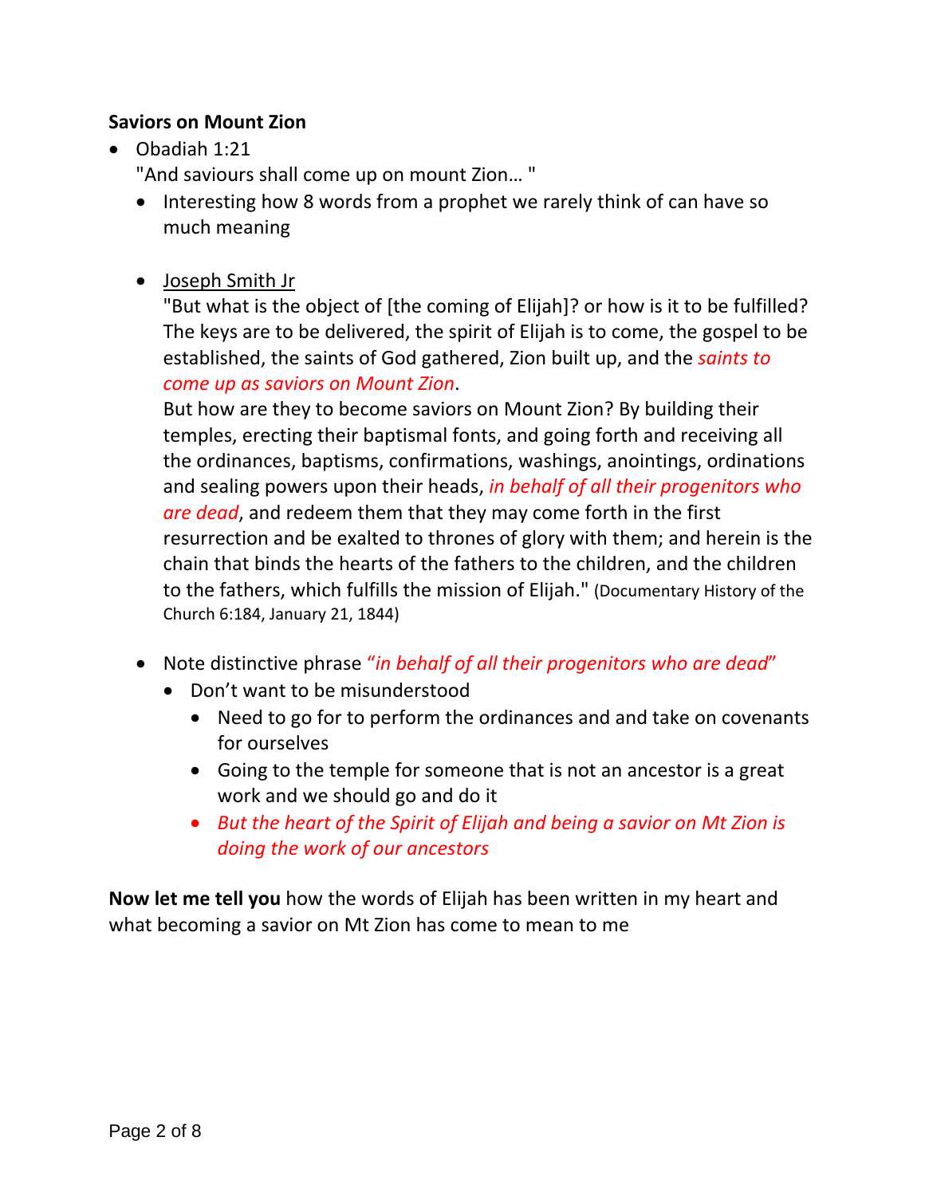**Saviors on Mount Zion**

- Obadiah 1:21
  "And saviours shall come up on mount Zion… "
  - Interesting how 8 words from a prophet we rarely think of can have so much meaning

  - <u>Joseph Smith Jr</u>
    "But what is the object of [the coming of Elijah]? or how is it to be fulfilled? The keys are to be delivered, the spirit of Elijah is to come, the gospel to be established, the saints of God gathered, Zion built up, and the *saints to come up as saviors on Mount Zion*.
    But how are they to become saviors on Mount Zion? By building their temples, erecting their baptismal fonts, and going forth and receiving all the ordinances, baptisms, confirmations, washings, anointings, ordinations and sealing powers upon their heads, *in behalf of all their progenitors who are dead*, and redeem them that they may come forth in the first resurrection and be exalted to thrones of glory with them; and herein is the chain that binds the hearts of the fathers to the children, and the children to the fathers, which fulfills the mission of Elijah." (Documentary History of the Church 6:184, January 21, 1844)

  - Note distinctive phrase *"in behalf of all their progenitors who are dead"*
    - Don't want to be misunderstood
      - Need to go for to perform the ordinances and and take on covenants for ourselves
      - Going to the temple for someone that is not an ancestor is a great work and we should go and do it
      - *But the heart of the Spirit of Elijah and being a savior on Mt Zion is doing the work of our ancestors*

**Now let me tell you** how the words of Elijah has been written in my heart and what becoming a savior on Mt Zion has come to mean to me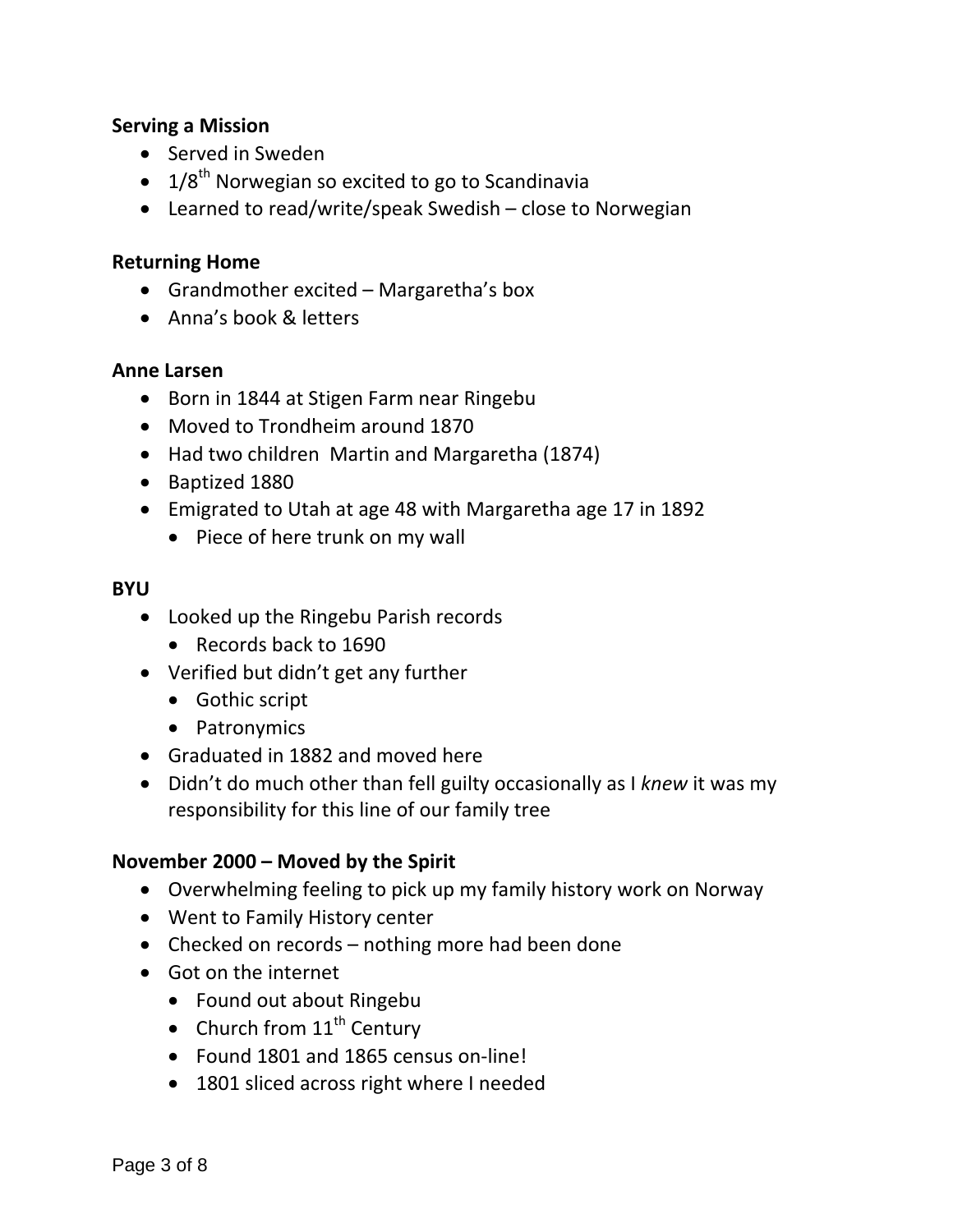**Serving a Mission**

- Served in Sweden
- 1/8th Norwegian so excited to go to Scandinavia
- Learned to read/write/speak Swedish – close to Norwegian

**Returning Home**

- Grandmother excited – Margaretha's box
- Anna's book & letters

**Anne Larsen**

- Born in 1844 at Stigen Farm near Ringebu
- Moved to Trondheim around 1870
- Had two children  Martin and Margaretha (1874)
- Baptized 1880
- Emigrated to Utah at age 48 with Margaretha age 17 in 1892
    - Piece of here trunk on my wall

**BYU**

- Looked up the Ringebu Parish records
    - Records back to 1690
- Verified but didn't get any further
    - Gothic script
    - Patronymics
- Graduated in 1882 and moved here
- Didn't do much other than fell guilty occasionally as I *knew* it was my responsibility for this line of our family tree

**November 2000 – Moved by the Spirit**

- Overwhelming feeling to pick up my family history work on Norway
- Went to Family History center
- Checked on records – nothing more had been done
- Got on the internet
    - Found out about Ringebu
    - Church from 11th Century
    - Found 1801 and 1865 census on-line!
    - 1801 sliced across right where I needed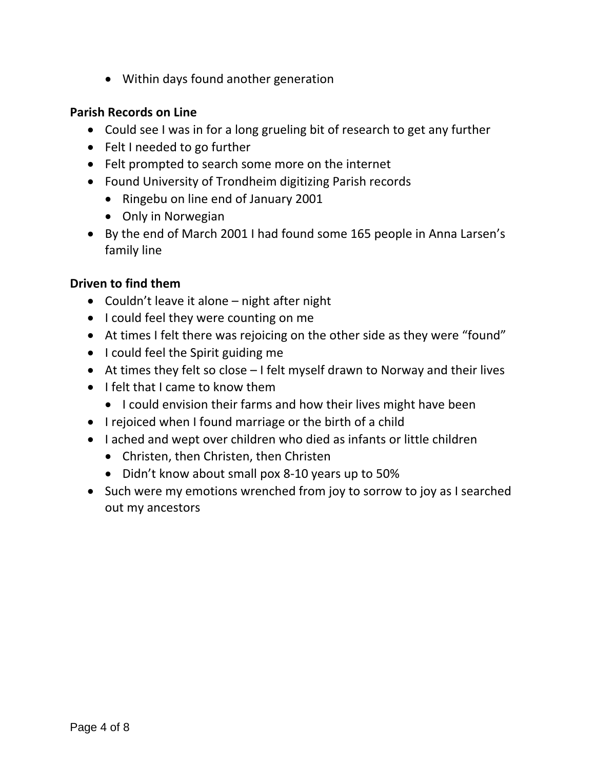- Within days found another generation

**Parish Records on Line**

- Could see I was in for a long grueling bit of research to get any further
- Felt I needed to go further
- Felt prompted to search some more on the internet
- Found University of Trondheim digitizing Parish records
  - Ringebu on line end of January 2001
  - Only in Norwegian
- By the end of March 2001 I had found some 165 people in Anna Larsen's family line

**Driven to find them**

- Couldn't leave it alone – night after night
- I could feel they were counting on me
- At times I felt there was rejoicing on the other side as they were "found"
- I could feel the Spirit guiding me
- At times they felt so close – I felt myself drawn to Norway and their lives
- I felt that I came to know them
  - I could envision their farms and how their lives might have been
- I rejoiced when I found marriage or the birth of a child
- I ached and wept over children who died as infants or little children
  - Christen, then Christen, then Christen
  - Didn't know about small pox 8-10 years up to 50%
- Such were my emotions wrenched from joy to sorrow to joy as I searched out my ancestors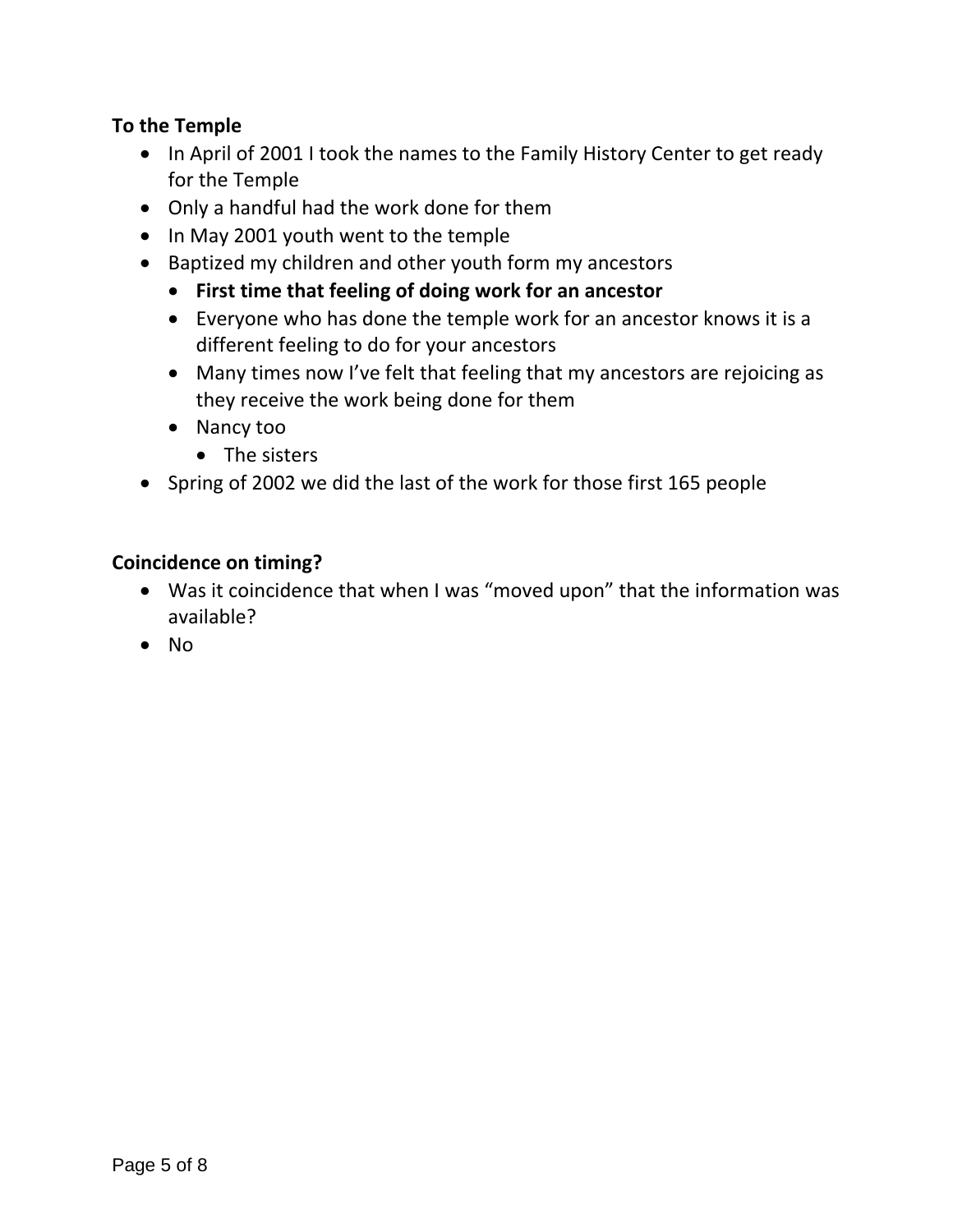**To the Temple**

- In April of 2001 I took the names to the Family History Center to get ready for the Temple
- Only a handful had the work done for them
- In May 2001 youth went to the temple
- Baptized my children and other youth form my ancestors
  - **First time that feeling of doing work for an ancestor**
  - Everyone who has done the temple work for an ancestor knows it is a different feeling to do for your ancestors
  - Many times now I've felt that feeling that my ancestors are rejoicing as they receive the work being done for them
  - Nancy too
    - The sisters
- Spring of 2002 we did the last of the work for those first 165 people

**Coincidence on timing?**

- Was it coincidence that when I was "moved upon" that the information was available?
- No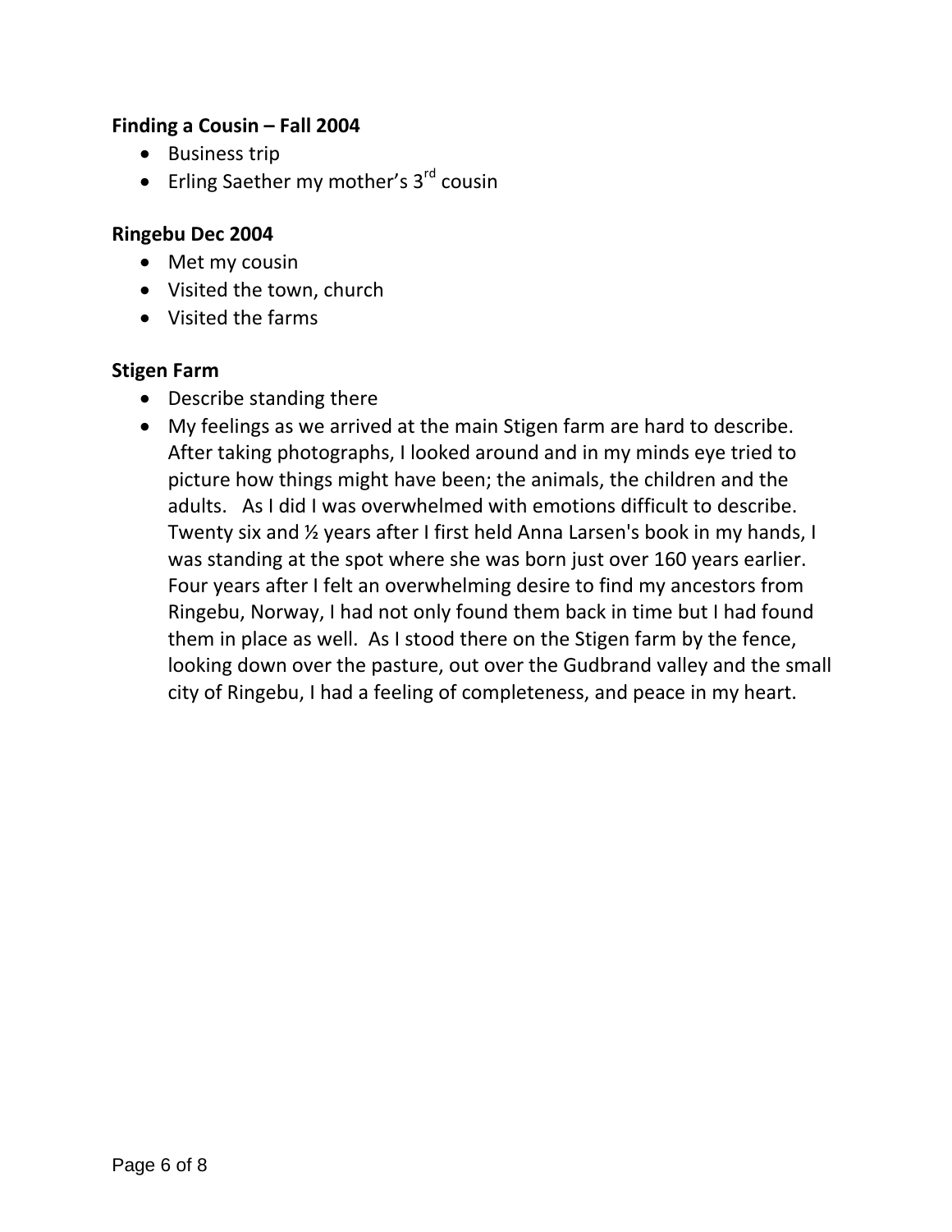**Finding a Cousin – Fall 2004**

- Business trip
- Erling Saether my mother's 3rd cousin

**Ringebu Dec 2004**

- Met my cousin
- Visited the town, church
- Visited the farms

**Stigen Farm**

- Describe standing there
- My feelings as we arrived at the main Stigen farm are hard to describe. After taking photographs, I looked around and in my minds eye tried to picture how things might have been; the animals, the children and the adults. As I did I was overwhelmed with emotions difficult to describe. Twenty six and ½ years after I first held Anna Larsen's book in my hands, I was standing at the spot where she was born just over 160 years earlier. Four years after I felt an overwhelming desire to find my ancestors from Ringebu, Norway, I had not only found them back in time but I had found them in place as well. As I stood there on the Stigen farm by the fence, looking down over the pasture, out over the Gudbrand valley and the small city of Ringebu, I had a feeling of completeness, and peace in my heart.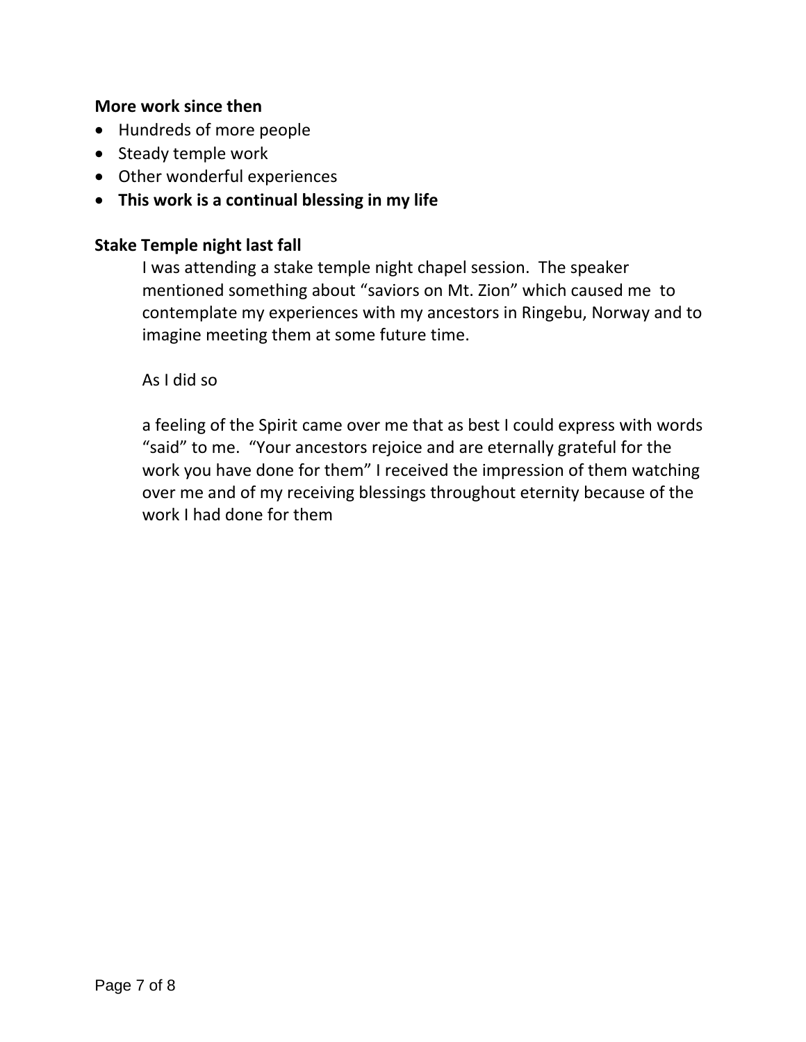**More work since then**

- Hundreds of more people
- Steady temple work
- Other wonderful experiences
- **This work is a continual blessing in my life**

**Stake Temple night last fall**

I was attending a stake temple night chapel session. The speaker mentioned something about "saviors on Mt. Zion" which caused me to contemplate my experiences with my ancestors in Ringebu, Norway and to imagine meeting them at some future time.

As I did so

a feeling of the Spirit came over me that as best I could express with words "said" to me. "Your ancestors rejoice and are eternally grateful for the work you have done for them" I received the impression of them watching over me and of my receiving blessings throughout eternity because of the work I had done for them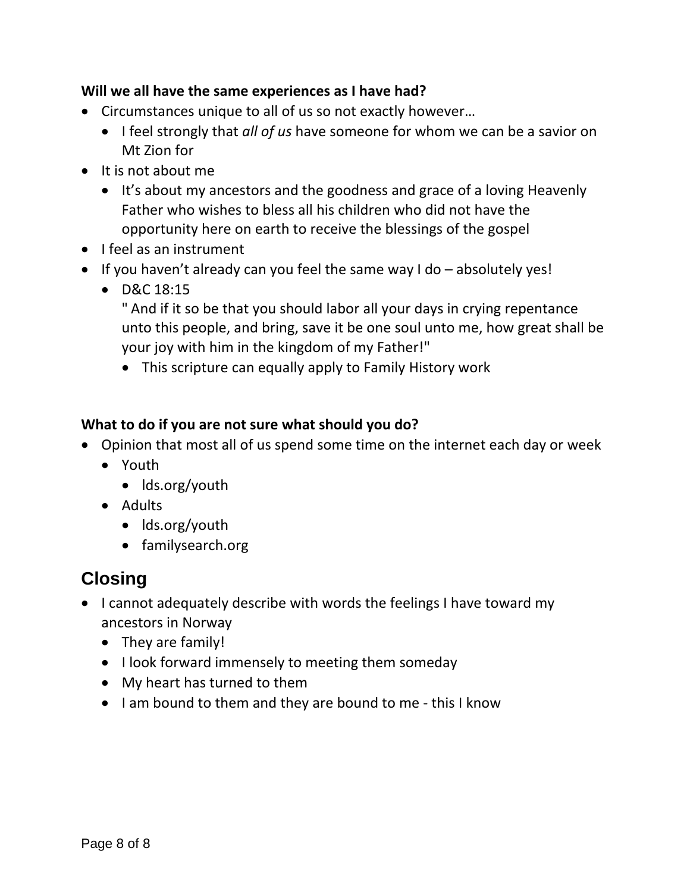**Will we all have the same experiences as I have had?**

- Circumstances unique to all of us so not exactly however…
    - I feel strongly that *all of us* have someone for whom we can be a savior on Mt Zion for
- It is not about me
    - It's about my ancestors and the goodness and grace of a loving Heavenly Father who wishes to bless all his children who did not have the opportunity here on earth to receive the blessings of the gospel
- I feel as an instrument
- If you haven't already can you feel the same way I do – absolutely yes!
    - D&C 18:15
      " And if it so be that you should labor all your days in crying repentance unto this people, and bring, save it be one soul unto me, how great shall be your joy with him in the kingdom of my Father!"
        - This scripture can equally apply to Family History work

**What to do if you are not sure what should you do?**

- Opinion that most all of us spend some time on the internet each day or week
    - Youth
        - lds.org/youth
    - Adults
        - lds.org/youth
        - familysearch.org

## Closing

- I cannot adequately describe with words the feelings I have toward my ancestors in Norway
    - They are family!
    - I look forward immensely to meeting them someday
    - My heart has turned to them
    - I am bound to them and they are bound to me - this I know